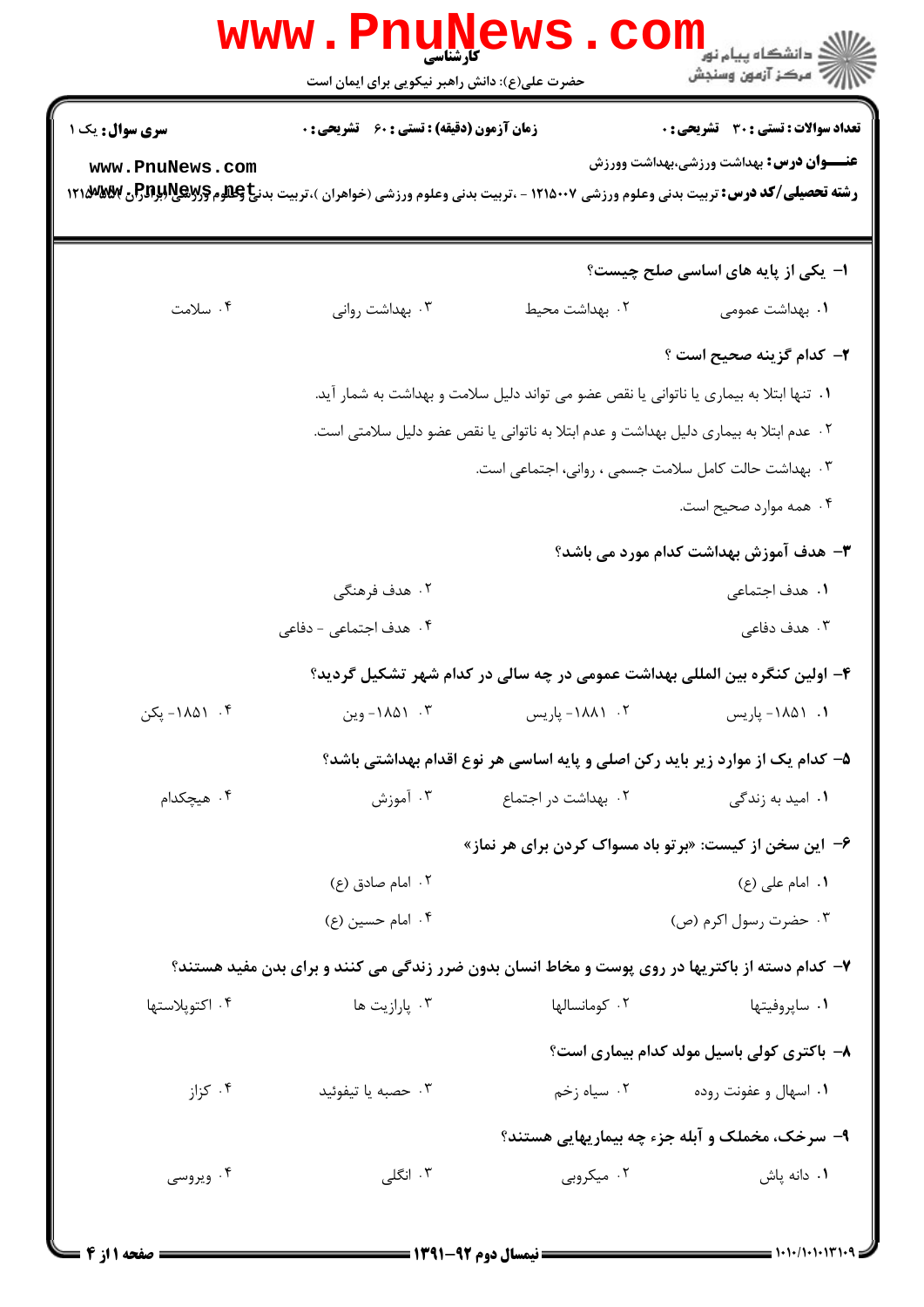کارشناسی

حضرت علی(ع): دانش راهبر نیکویی برای ایمان است

**سری سوال:** یک ۱

**زمان آزمون (دقیقه) : تستی : ۶۰ تشریحی : ۰**

**تعداد سوالات : تستی : ۳۰ تشریحی : ۰**

**عنـــوان درس:** بهداشت ورزشی،بهداشت وورزش

**رشته تحصیلی/کد درس:** تربیت بدنی وعلوم ورزشی ۱۲۱۵۰۰۷ - ،تربیت بدنی وعلوم ورزشی (خواهران )،تربیت بدنی وعلوم ورزشی (برادران ) ۱۲۱۵۱۱۵

**۱- یکی از پایه های اساسی صلح چیست؟**

۱. بهداشت عمومی
۲. بهداشت محیط
۳. بهداشت روانی
۴. سلامت

**۲- کدام گزینه صحیح است ؟**

۱. تنها ابتلا به بیماری یا ناتوانی یا نقص عضو می تواند دلیل سلامت و بهداشت به شمار آید.
۲. عدم ابتلا به بیماری دلیل بهداشت و عدم ابتلا به ناتوانی یا نقص عضو دلیل سلامتی است.
۳. بهداشت حالت کامل سلامت جسمی ، روانی، اجتماعی است.
۴. همه موارد صحیح است.

**۳- هدف آموزش بهداشت کدام مورد می باشد؟**

۱. هدف اجتماعی
۲. هدف فرهنگی
۳. هدف دفاعی
۴. هدف اجتماعی - دفاعی

**۴- اولین کنگره بین المللی بهداشت عمومی در چه سالی در کدام شهر تشکیل گردید؟**

۱. ۱۸۵۱- پاریس
۲. ۱۸۸۱- پاریس
۳. ۱۸۵۱- وین
۴. ۱۸۵۱- پکن

**۵- کدام یک از موارد زیر باید رکن اصلی و پایه اساسی هر نوع اقدام بهداشتی باشد؟**

۱. امید به زندگی
۲. بهداشت در اجتماع
۳. آموزش
۴. هیچکدام

**۶- این سخن از کیست: «برتو باد مسواک کردن برای هر نماز»**

۱. امام علی (ع)
۲. امام صادق (ع)
۳. حضرت رسول اکرم (ص)
۴. امام حسین (ع)

**۷- کدام دسته از باکتریها در روی پوست و مخاط انسان بدون ضرر زندگی می کنند و برای بدن مفید هستند؟**

۱. ساپروفیتها
۲. کومانسالها
۳. پارازیت ها
۴. اکتوپلاستها

**۸- باکتری کولی باسیل مولد کدام بیماری است؟**

۱. اسهال و عفونت روده
۲. سیاه زخم
۳. حصبه یا تیفوئید
۴. کزاز

**۹- سرخک، مخملک و آبله جزء چه بیماریهایی هستند؟**

۱. دانه پاش
۲. میکروبی
۳. انگلی
۴. ویروسی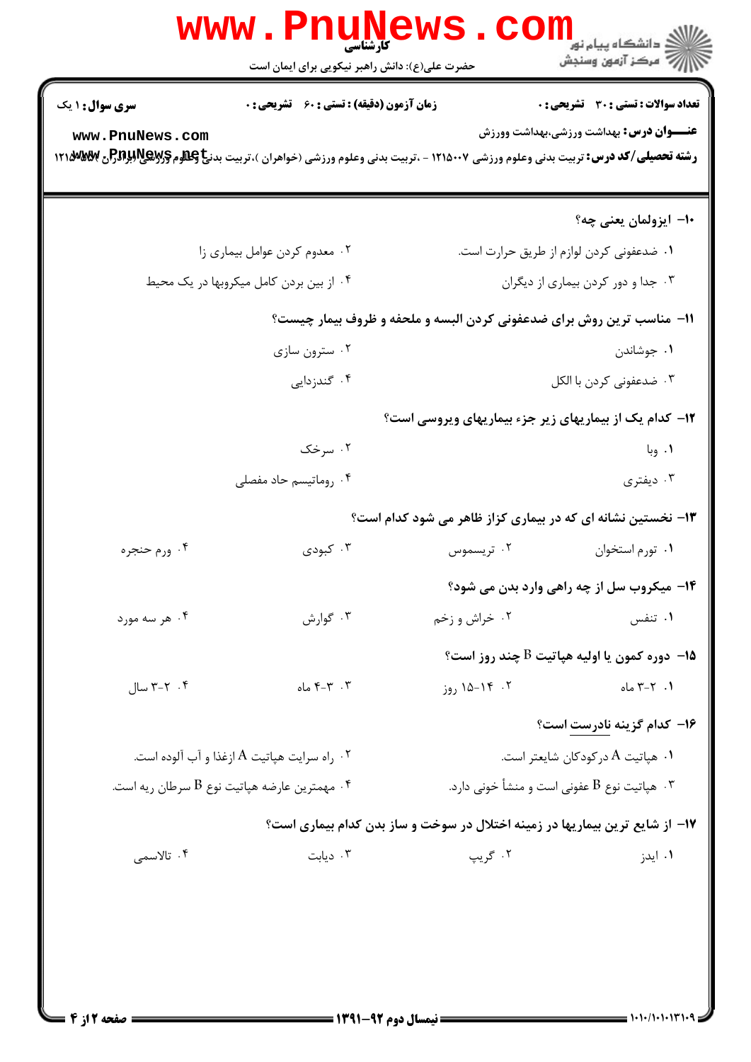**سری سوال:** ۱ یک

**زمان آزمون (دقیقه) : تستی :** ۶۰ **تشریحی :** ۰

**تعداد سوالات : تستی :** ۳۰ **تشریحی :** ۰

**عنـــوان درس:** بهداشت ورزشی،بهداشت وورزش

**رشته تحصیلی/کد درس:** تربیت بدنی وعلوم ورزشی ۱۲۱۵۰۰۷ - ،تربیت بدنی وعلوم ورزشی (خواهران )،تربیت بدنی وعلوم ورزشی (برادران ) ۱۲۱۵۱۱۵

۱۰- ایزولمان یعنی چه؟

۱. ضدعفونی کردن لوازم از طریق حرارت است.
۲. معدوم کردن عوامل بیماری زا
۳. جدا و دور کردن بیماری از دیگران
۴. از بین بردن کامل میکروبها در یک محیط

۱۱- مناسب ترین روش برای ضدعفونی کردن البسه و ملحفه و ظروف بیمار چیست؟

۱. جوشاندن
۲. سترون سازی
۳. ضدعفونی کردن با الکل
۴. گندزدایی

۱۲- کدام یک از بیماریهای زیر جزء بیماریهای ویروسی است؟

۱. وبا
۲. سرخک
۳. دیفتری
۴. روماتیسم حاد مفصلی

۱۳- نخستین نشانه ای که در بیماری کزاز ظاهر می شود کدام است؟

۱. تورم استخوان
۲. تریسموس
۳. کبودی
۴. ورم حنجره

۱۴- میکروب سل از چه راهی وارد بدن می شود؟

۱. تنفس
۲. خراش و زخم
۳. گوارش
۴. هر سه مورد

۱۵- دوره کمون یا اولیه هپاتیت B چند روز است؟

۱. ۲-۳ ماه
۲. ۱۴-۱۵ روز
۳. ۳-۴ ماه
۴. ۲-۳ سال

۱۶- کدام گزینه نادرست است؟

۱. هپاتیت A درکودکان شایعتر است.
۲. راه سرایت هپاتیت A ازغذا و آب آلوده است.
۳. هپاتیت نوع B عفونی است و منشأ خونی دارد.
۴. مهمترین عارضه هپاتیت نوع B سرطان ریه است.

۱۷- از شایع ترین بیماریها در زمینه اختلال در سوخت و ساز بدن کدام بیماری است؟

۱. ایدز
۲. گریپ
۳. دیابت
۴. تالاسمی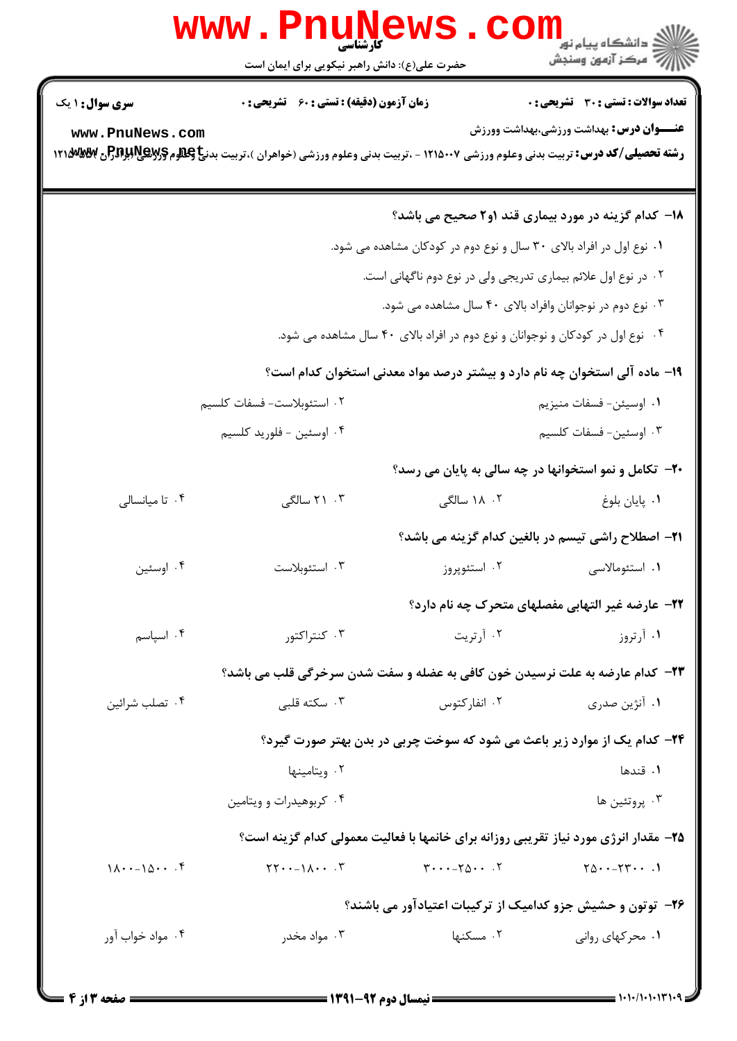**سری سوال:** ۱ یک

**زمان آزمون (دقیقه) : تستی :** ۶۰ **تشریحی :** ۰

**تعداد سوالات : تستی :** ۳۰ **تشریحی :** ۰

**عنـــوان درس:** بهداشت ورزشی،بهداشت وورزش

**رشته تحصیلی/کد درس:** تربیت بدنی وعلوم ورزشی ۱۲۱۵۰۰۷ - ،تربیت بدنی وعلوم ورزشی (خواهران )،تربیت بدنی وعلوم ورزشی (برادران ) ۱۲۱۵۰۰۷

**۱۸- کدام گزینه در مورد بیماری قند ۱و۲ صحیح می باشد؟**

۱. نوع اول در افراد بالای ۳۰ سال و نوع دوم در کودکان مشاهده می شود.

۲. در نوع اول علائم بیماری تدریجی ولی در نوع دوم ناگهانی است.

۳. نوع دوم در نوجوانان وافراد بالای ۴۰ سال مشاهده می شود.

۴. نوع اول در کودکان و نوجوانان و نوع دوم در افراد بالای ۴۰ سال مشاهده می شود.

**۱۹- ماده آلی استخوان چه نام دارد و بیشتر درصد مواد معدنی استخوان کدام است؟**

۱. اوسیئن- فسفات منیزیم

۲. استئوبلاست- فسفات کلسیم

۳. اوسیئن- فسفات کلسیم

۴. اوسئین - فلورید کلسیم

**۲۰- تکامل و نمو استخوانها در چه سالی به پایان می رسد؟**

۱. پایان بلوغ

۲. ۱۸ سالگی

۳. ۲۱ سالگی

۴. تا میانسالی

**۲۱- اصطلاح راشی تیسم در بالغین کدام گزینه می باشد؟**

۱. استئومالاسی

۲. استئوپروز

۳. استئوبلاست

۴. اوسئین

**۲۲- عارضه غیر التهابی مفصلهای متحرک چه نام دارد؟**

۱. آرتروز

۲. آرتریت

۳. کنتراکتور

۴. اسپاسم

**۲۳- کدام عارضه به علت نرسیدن خون کافی به عضله و سفت شدن سرخرگی قلب می باشد؟**

۱. آنژین صدری

۲. انفارکتوس

۳. سکته قلبی

۴. تصلب شرائین

**۲۴- کدام یک از موارد زیر باعث می شود که سوخت چربی در بدن بهتر صورت گیرد؟**

۱. قندها

۲. ویتامینها

۳. پروتئین ها

۴. کربوهیدرات و ویتامین

**۲۵- مقدار انرژی مورد نیاز تقریبی روزانه برای خانمها با فعالیت معمولی کدام گزینه است؟**

۱. ۲۳۰۰-۲۵۰۰

۲. ۲۵۰۰-۳۰۰۰

۳. ۱۸۰۰-۲۲۰۰

۴. ۱۵۰۰-۱۸۰۰

**۲۶- توتون و حشیش جزو کدامیک از ترکیبات اعتیادآور می باشند؟**

۱. محرکهای روانی

۲. مسکنها

۳. مواد مخدر

۴. مواد خواب آور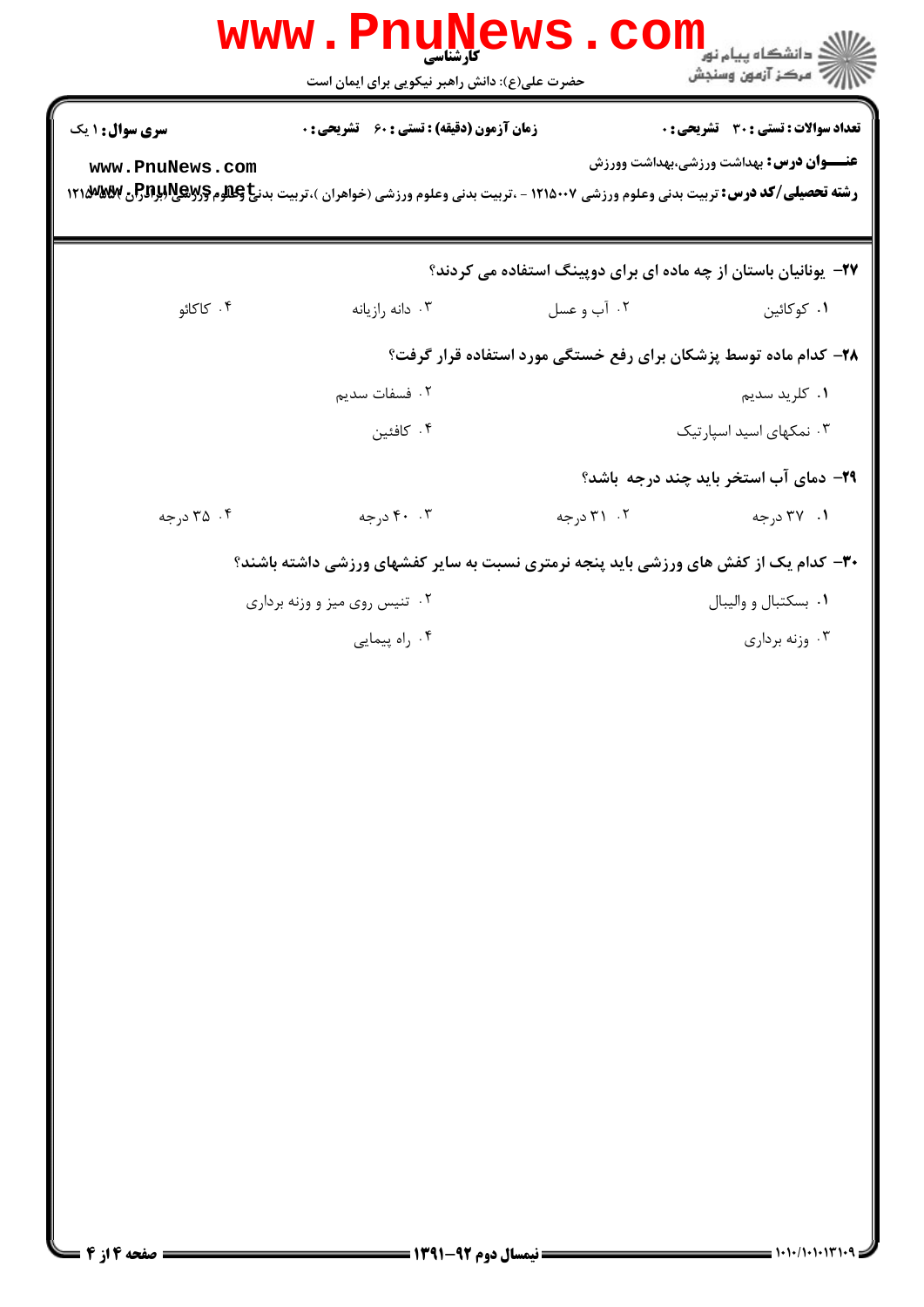۲۷- یونانیان باستان از چه ماده ای برای دوپینگ استفاده می کردند؟

۱. کوکائین
۲. آب و عسل
۳. دانه رازیانه
۴. کاکائو

۲۸- کدام ماده توسط پزشکان برای رفع خستگی مورد استفاده قرار گرفت؟

۱. کلرید سدیم
۲. فسفات سدیم
۳. نمکهای اسید اسپارتیک
۴. کافئین

۲۹- دمای آب استخر باید چند درجه باشد؟

۱. ۳۷ درجه
۲. ۳۱ درجه
۳. ۴۰ درجه
۴. ۳۵ درجه

۳۰- کدام یک از کفش های ورزشی باید پنجه نرمتری نسبت به سایر کفشهای ورزشی داشته باشند؟

۱. بسکتبال و والیبال
۲. تنیس روی میز و وزنه برداری
۳. وزنه برداری
۴. راه پیمایی